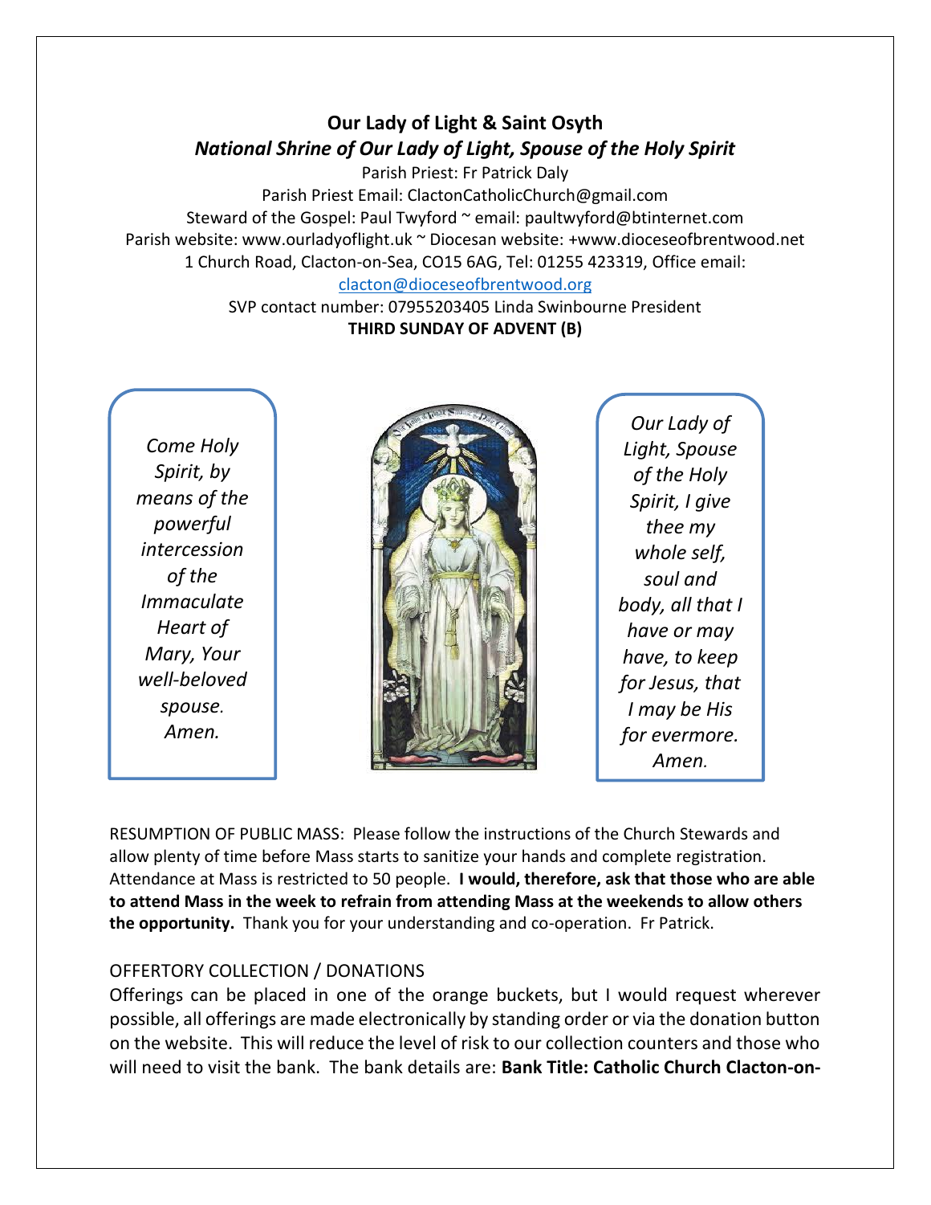# Our Lady of Light & Saint Osyth

## *National Shrine of Our Lady of Light, Spouse of the Holy Spirit*

Parish Priest: Fr Patrick Daly
Parish Priest Email: ClactonCatholicChurch@gmail.com
Steward of the Gospel: Paul Twyford ~ email: paultwyford@btinternet.com
Parish website: www.ourladyoflight.uk ~ Diocesan website: +www.dioceseofbrentwood.net
1 Church Road, Clacton-on-Sea, CO15 6AG, Tel: 01255 423319, Office email: clacton@dioceseofbrentwood.org
SVP contact number: 07955203405 Linda Swinbourne President

**THIRD SUNDAY OF ADVENT (B)**

*Come Holy Spirit, by means of the powerful intercession of the Immaculate Heart of Mary, Your well-beloved spouse. Amen.*

*Our Lady of Light, Spouse of the Holy Spirit, I give thee my whole self, soul and body, all that I have or may have, to keep for Jesus, that I may be His for evermore. Amen.*

RESUMPTION OF PUBLIC MASS: Please follow the instructions of the Church Stewards and allow plenty of time before Mass starts to sanitize your hands and complete registration. Attendance at Mass is restricted to 50 people. **I would, therefore, ask that those who are able to attend Mass in the week to refrain from attending Mass at the weekends to allow others the opportunity.** Thank you for your understanding and co-operation. Fr Patrick.

OFFERTORY COLLECTION / DONATIONS

Offerings can be placed in one of the orange buckets, but I would request wherever possible, all offerings are made electronically by standing order or via the donation button on the website. This will reduce the level of risk to our collection counters and those who will need to visit the bank. The bank details are: **Bank Title: Catholic Church Clacton-on-**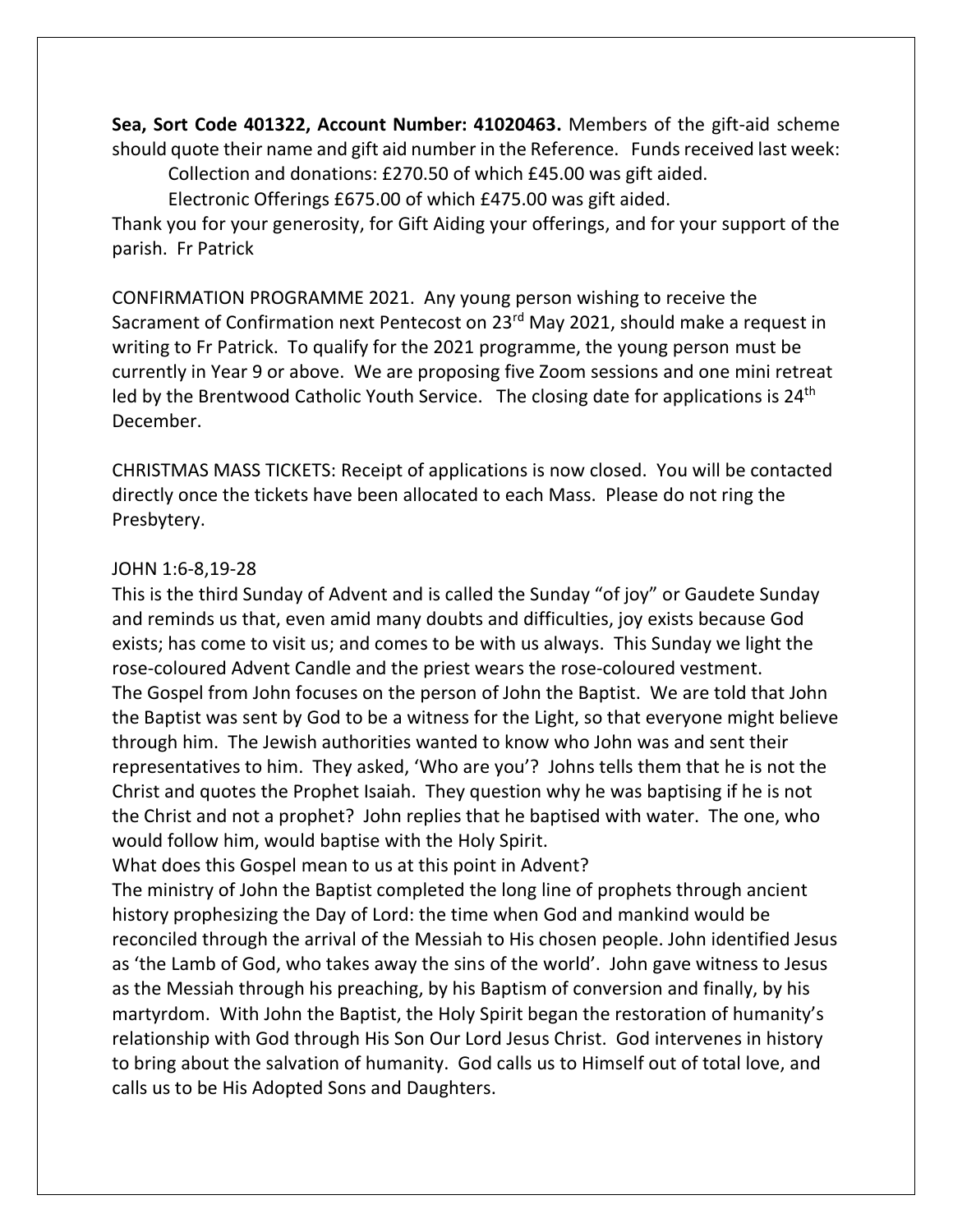**Sea, Sort Code 401322, Account Number: 41020463.** Members of the gift-aid scheme should quote their name and gift aid number in the Reference. Funds received last week:

Collection and donations: £270.50 of which £45.00 was gift aided.

Electronic Offerings £675.00 of which £475.00 was gift aided.

Thank you for your generosity, for Gift Aiding your offerings, and for your support of the parish. Fr Patrick

CONFIRMATION PROGRAMME 2021. Any young person wishing to receive the Sacrament of Confirmation next Pentecost on 23rd May 2021, should make a request in writing to Fr Patrick. To qualify for the 2021 programme, the young person must be currently in Year 9 or above. We are proposing five Zoom sessions and one mini retreat led by the Brentwood Catholic Youth Service. The closing date for applications is 24th December.

CHRISTMAS MASS TICKETS: Receipt of applications is now closed. You will be contacted directly once the tickets have been allocated to each Mass. Please do not ring the Presbytery.

JOHN 1:6-8,19-28

This is the third Sunday of Advent and is called the Sunday "of joy" or Gaudete Sunday and reminds us that, even amid many doubts and difficulties, joy exists because God exists; has come to visit us; and comes to be with us always. This Sunday we light the rose-coloured Advent Candle and the priest wears the rose-coloured vestment.

The Gospel from John focuses on the person of John the Baptist. We are told that John the Baptist was sent by God to be a witness for the Light, so that everyone might believe through him. The Jewish authorities wanted to know who John was and sent their representatives to him. They asked, 'Who are you'? Johns tells them that he is not the Christ and quotes the Prophet Isaiah. They question why he was baptising if he is not the Christ and not a prophet? John replies that he baptised with water. The one, who would follow him, would baptise with the Holy Spirit.

What does this Gospel mean to us at this point in Advent?

The ministry of John the Baptist completed the long line of prophets through ancient history prophesizing the Day of Lord: the time when God and mankind would be reconciled through the arrival of the Messiah to His chosen people. John identified Jesus as 'the Lamb of God, who takes away the sins of the world'. John gave witness to Jesus as the Messiah through his preaching, by his Baptism of conversion and finally, by his martyrdom. With John the Baptist, the Holy Spirit began the restoration of humanity's relationship with God through His Son Our Lord Jesus Christ. God intervenes in history to bring about the salvation of humanity. God calls us to Himself out of total love, and calls us to be His Adopted Sons and Daughters.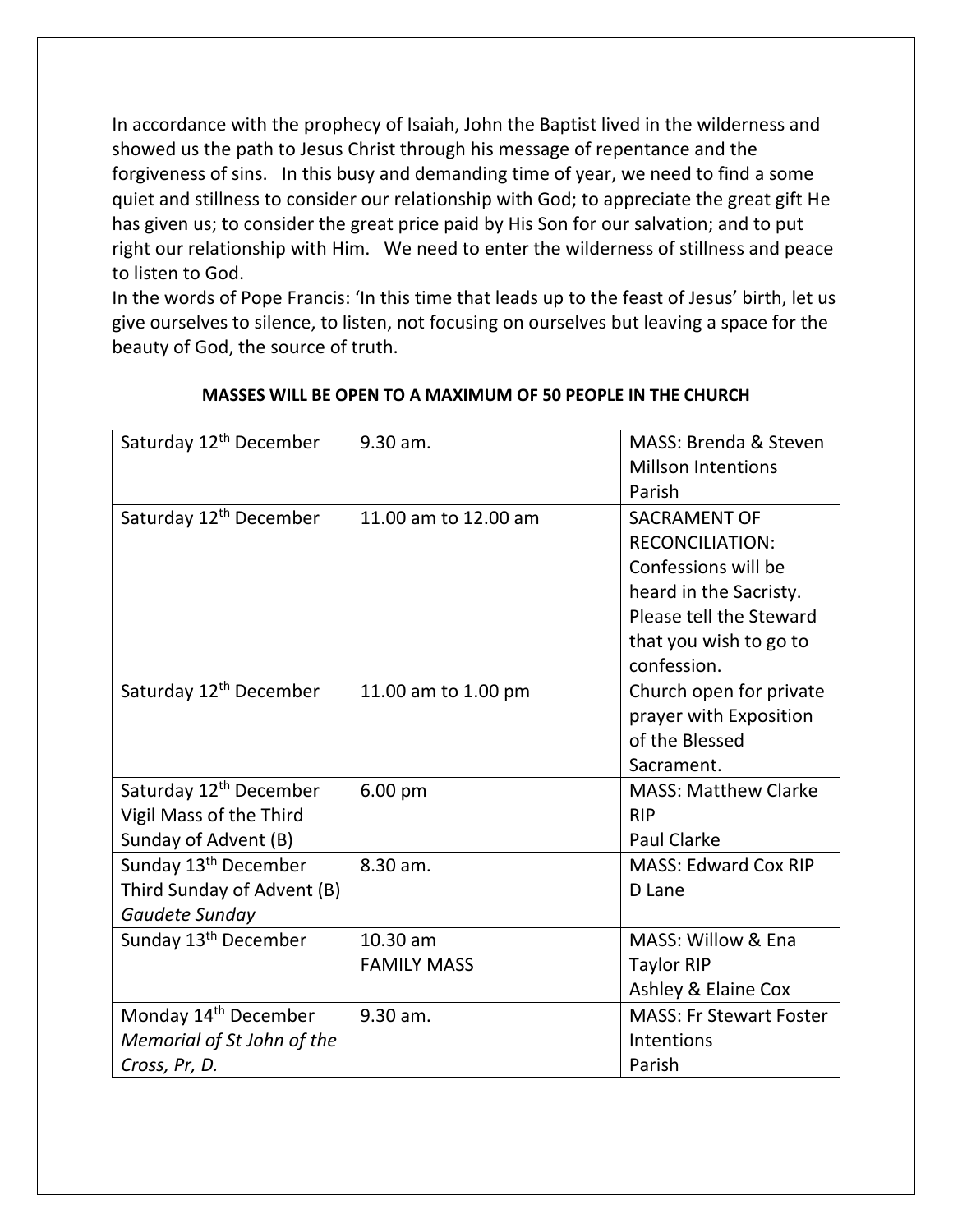In accordance with the prophecy of Isaiah, John the Baptist lived in the wilderness and showed us the path to Jesus Christ through his message of repentance and the forgiveness of sins. In this busy and demanding time of year, we need to find a some quiet and stillness to consider our relationship with God; to appreciate the great gift He has given us; to consider the great price paid by His Son for our salvation; and to put right our relationship with Him. We need to enter the wilderness of stillness and peace to listen to God.
In the words of Pope Francis: 'In this time that leads up to the feast of Jesus' birth, let us give ourselves to silence, to listen, not focusing on ourselves but leaving a space for the beauty of God, the source of truth.

**MASSES WILL BE OPEN TO A MAXIMUM OF 50 PEOPLE IN THE CHURCH**

| | | |
|---|---|---|
| Saturday 12th December | 9.30 am. | MASS: Brenda & Steven Millson Intentions<br>Parish |
| Saturday 12th December | 11.00 am to 12.00 am | SACRAMENT OF RECONCILIATION: Confessions will be heard in the Sacristy. Please tell the Steward that you wish to go to confession. |
| Saturday 12th December | 11.00 am to 1.00 pm | Church open for private prayer with Exposition of the Blessed Sacrament. |
| Saturday 12th December<br>Vigil Mass of the Third Sunday of Advent (B) | 6.00 pm | MASS: Matthew Clarke RIP<br>Paul Clarke |
| Sunday 13th December<br>Third Sunday of Advent (B)<br>*Gaudete Sunday* | 8.30 am. | MASS: Edward Cox RIP<br>D Lane |
| Sunday 13th December | 10.30 am<br>FAMILY MASS | MASS: Willow & Ena Taylor RIP<br>Ashley & Elaine Cox |
| Monday 14th December<br>*Memorial of St John of the Cross, Pr, D.* | 9.30 am. | MASS: Fr Stewart Foster Intentions<br>Parish |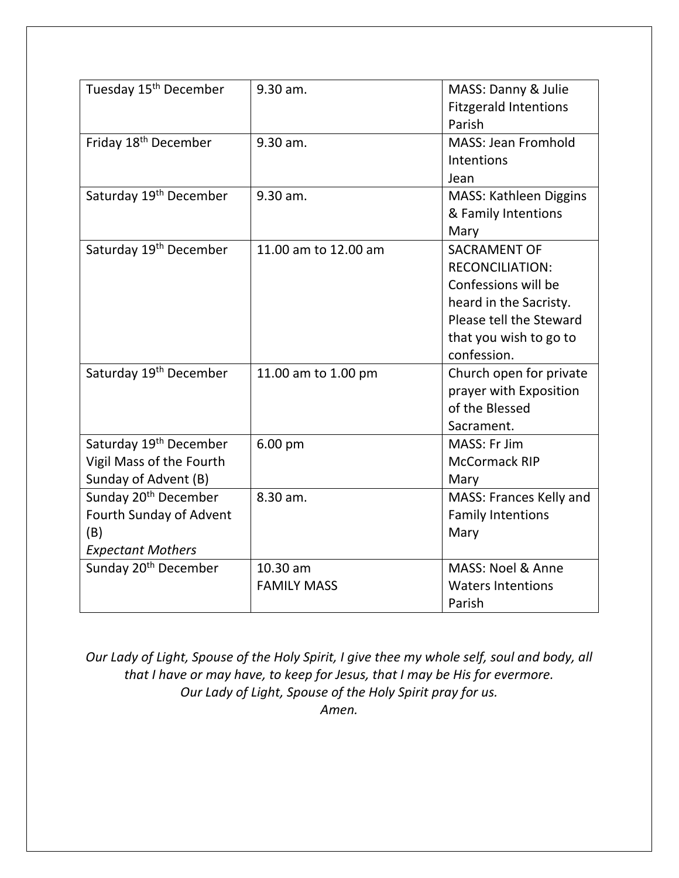| | | |
|---|---|---|
| Tuesday 15th December | 9.30 am. | MASS: Danny & Julie Fitzgerald Intentions<br>Parish |
| Friday 18th December | 9.30 am. | MASS: Jean Fromhold Intentions<br>Jean |
| Saturday 19th December | 9.30 am. | MASS: Kathleen Diggins & Family Intentions<br>Mary |
| Saturday 19th December | 11.00 am to 12.00 am | SACRAMENT OF RECONCILIATION: Confessions will be heard in the Sacristy. Please tell the Steward that you wish to go to confession. |
| Saturday 19th December | 11.00 am to 1.00 pm | Church open for private prayer with Exposition of the Blessed Sacrament. |
| Saturday 19th December<br>Vigil Mass of the Fourth Sunday of Advent (B) | 6.00 pm | MASS: Fr Jim McCormack RIP<br>Mary |
| Sunday 20th December<br>Fourth Sunday of Advent (B)<br>*Expectant Mothers* | 8.30 am. | MASS: Frances Kelly and Family Intentions<br>Mary |
| Sunday 20th December | 10.30 am<br>FAMILY MASS | MASS: Noel & Anne Waters Intentions<br>Parish |

*Our Lady of Light, Spouse of the Holy Spirit, I give thee my whole self, soul and body, all that I have or may have, to keep for Jesus, that I may be His for evermore.*
*Our Lady of Light, Spouse of the Holy Spirit pray for us.*
*Amen.*